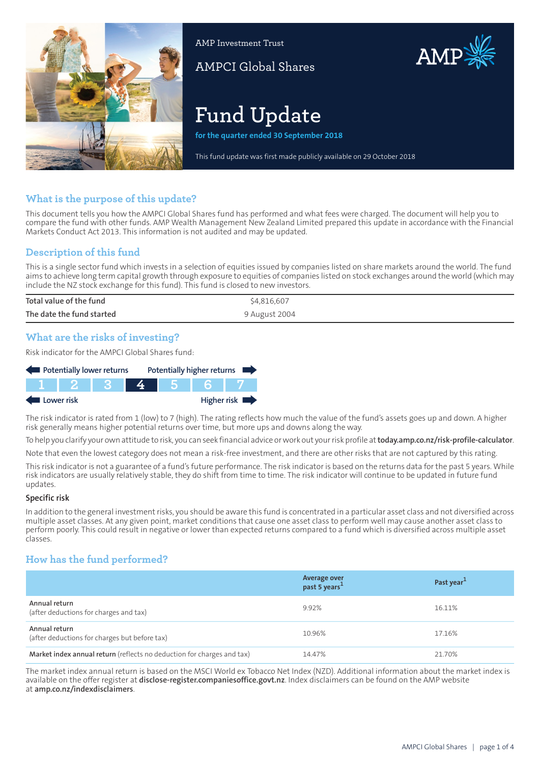AMP Investment Trust

AMPCI Global Shares

# Fund Update

**for the quarter ended 30 September 2018**

This fund update was first made publicly available on 29 October 2018

## What is the purpose of this update?

This document tells you how the AMPCI Global Shares fund has performed and what fees were charged. The document will help you to compare the fund with other funds. AMP Wealth Management New Zealand Limited prepared this update in accordance with the Financial Markets Conduct Act 2013. This information is not audited and may be updated.

## Description of this fund

This is a single sector fund which invests in a selection of equities issued by companies listed on share markets around the world. The fund aims to achieve long term capital growth through exposure to equities of companies listed on stock exchanges around the world (which may include the NZ stock exchange for this fund). This fund is closed to new investors.

| | |
|---|---|
| Total value of the fund | $4,816,607 |
| The date the fund started | 9 August 2004 |

## What are the risks of investing?

Risk indicator for the AMPCI Global Shares fund:

Potentially lower returns ← → Potentially higher returns

| 1 | 2 | 3 | **4** | 5 | 6 | 7 |
|---|---|---|---|---|---|---|

Lower risk ← → Higher risk

The risk indicator is rated from 1 (low) to 7 (high). The rating reflects how much the value of the fund's assets goes up and down. A higher risk generally means higher potential returns over time, but more ups and downs along the way.

To help you clarify your own attitude to risk, you can seek financial advice or work out your risk profile at **today.amp.co.nz/risk-profile-calculator**.

Note that even the lowest category does not mean a risk-free investment, and there are other risks that are not captured by this rating.

This risk indicator is not a guarantee of a fund's future performance. The risk indicator is based on the returns data for the past 5 years. While risk indicators are usually relatively stable, they do shift from time to time. The risk indicator will continue to be updated in future fund updates.

### Specific risk

In addition to the general investment risks, you should be aware this fund is concentrated in a particular asset class and not diversified across multiple asset classes. At any given point, market conditions that cause one asset class to perform well may cause another asset class to perform poorly. This could result in negative or lower than expected returns compared to a fund which is diversified across multiple asset classes.

## How has the fund performed?

| | Average over past 5 years[1] | Past year[1] |
|---|---|---|
| **Annual return** (after deductions for charges and tax) | 9.92% | 16.11% |
| **Annual return** (after deductions for charges but before tax) | 10.96% | 17.16% |
| **Market index annual return** (reflects no deduction for charges and tax) | 14.47% | 21.70% |

The market index annual return is based on the MSCI World ex Tobacco Net Index (NZD). Additional information about the market index is available on the offer register at **disclose-register.companiesoffice.govt.nz**. Index disclaimers can be found on the AMP website at **amp.co.nz/indexdisclaimers**.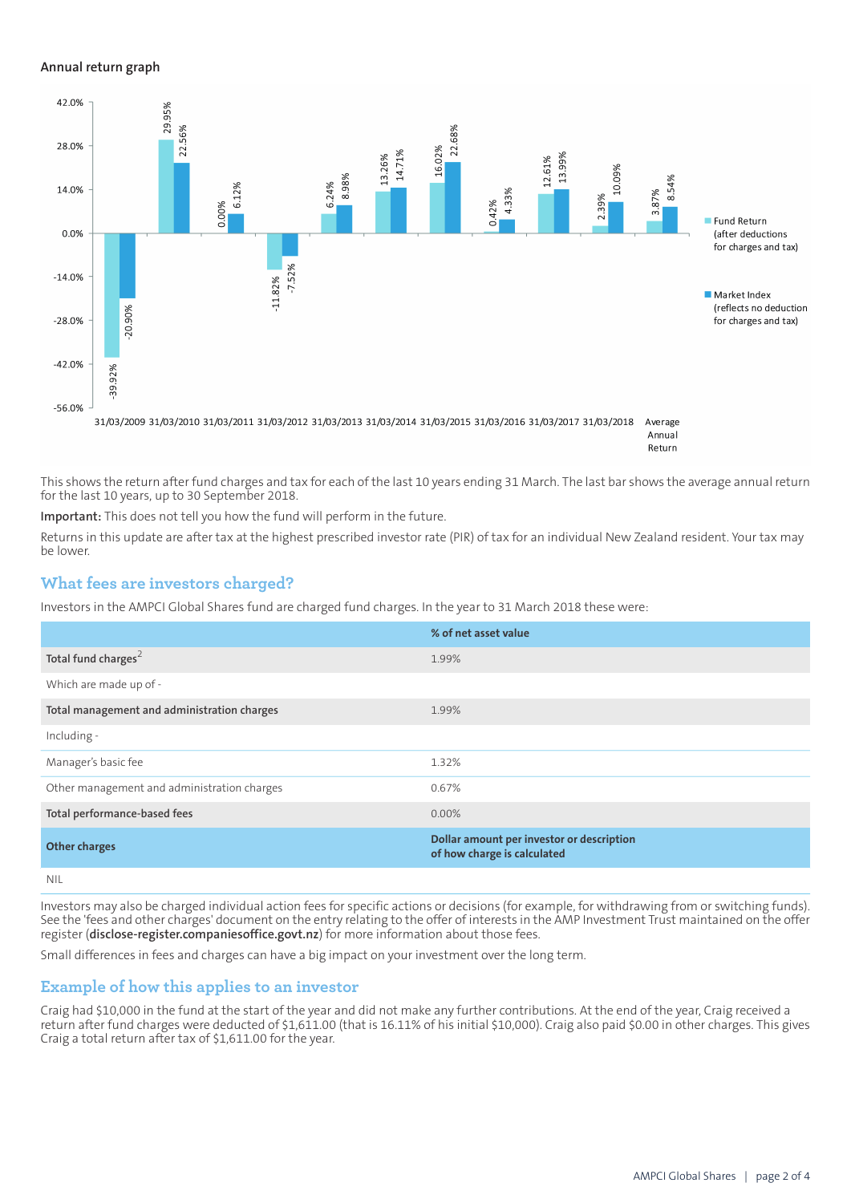### Annual return graph

| | Fund Return (after deductions for charges and tax) | Market Index (reflects no deduction for charges and tax) |
|---|---|---|
| 31/03/2009 | -39.92% | -20.90% |
| 31/03/2010 | 29.95% | 22.56% |
| 31/03/2011 | 0.00% | 6.12% |
| 31/03/2012 | -11.82% | -7.52% |
| 31/03/2013 | 6.24% | 8.98% |
| 31/03/2014 | 13.26% | 14.71% |
| 31/03/2015 | 16.02% | 22.68% |
| 31/03/2016 | 0.42% | 4.33% |
| 31/03/2017 | 12.61% | 13.99% |
| 31/03/2018 | 2.39% | 10.09% |
| Average Annual Return | 3.87% | 8.54% |

This shows the return after fund charges and tax for each of the last 10 years ending 31 March. The last bar shows the average annual return for the last 10 years, up to 30 September 2018.

**Important:** This does not tell you how the fund will perform in the future.

Returns in this update are after tax at the highest prescribed investor rate (PIR) of tax for an individual New Zealand resident. Your tax may be lower.

## What fees are investors charged?

Investors in the AMPCI Global Shares fund are charged fund charges. In the year to 31 March 2018 these were:

| | % of net asset value |
|---|---|
| **Total fund charges**[2] | 1.99% |
| Which are made up of - | |
| **Total management and administration charges** | 1.99% |
| Including - | |
| Manager's basic fee | 1.32% |
| Other management and administration charges | 0.67% |
| **Total performance-based fees** | 0.00% |
| **Other charges** | **Dollar amount per investor or description of how charge is calculated** |
| NIL | |

Investors may also be charged individual action fees for specific actions or decisions (for example, for withdrawing from or switching funds). See the 'fees and other charges' document on the entry relating to the offer of interests in the AMP Investment Trust maintained on the offer register (**disclose-register.companiesoffice.govt.nz**) for more information about those fees.

Small differences in fees and charges can have a big impact on your investment over the long term.

## Example of how this applies to an investor

Craig had $10,000 in the fund at the start of the year and did not make any further contributions. At the end of the year, Craig received a return after fund charges were deducted of $1,611.00 (that is 16.11% of his initial $10,000). Craig also paid $0.00 in other charges. This gives Craig a total return after tax of $1,611.00 for the year.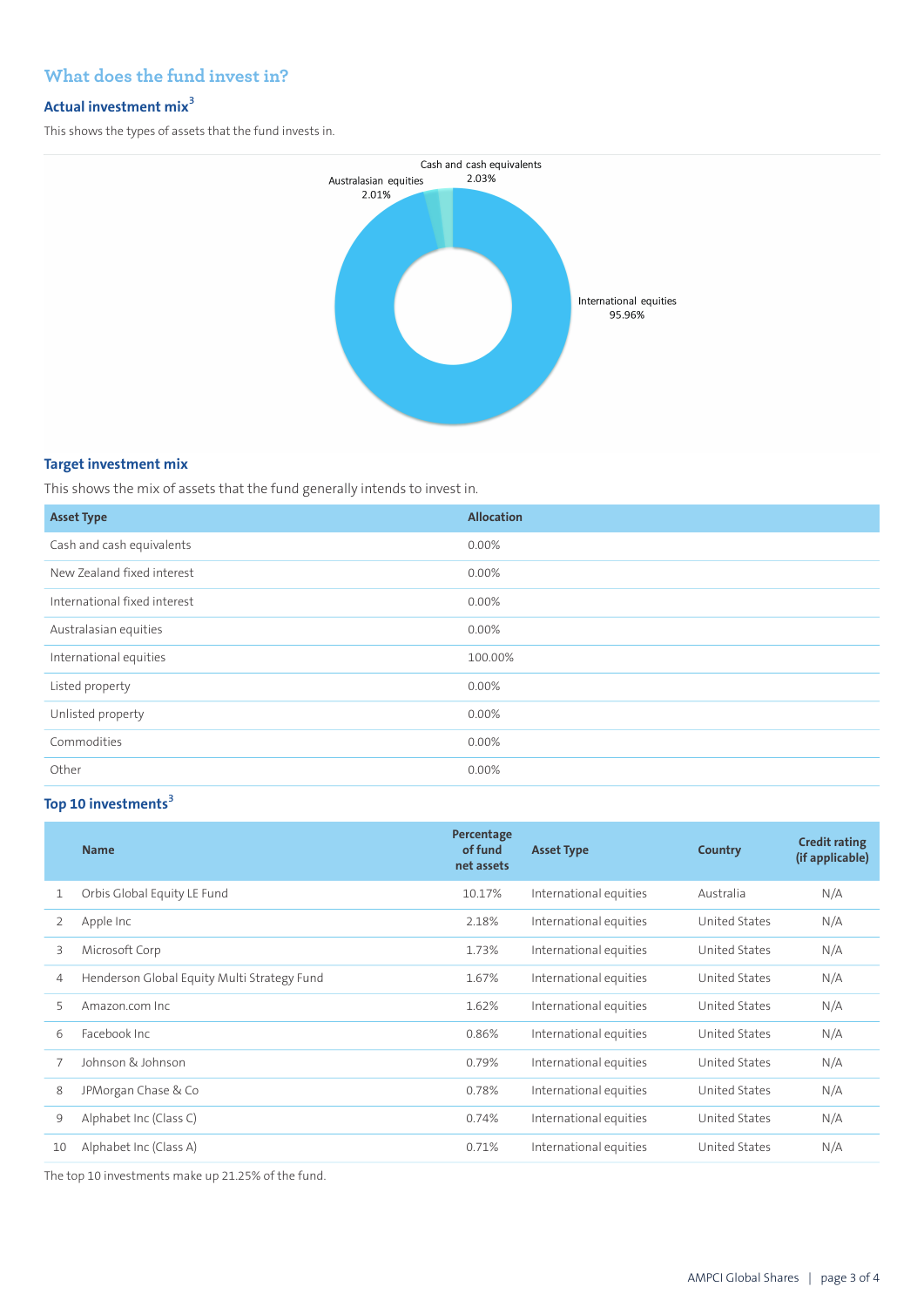## What does the fund invest in?

### Actual investment mix[3]

This shows the types of assets that the fund invests in.

Cash and cash equivalents 2.03%

Australasian equities 2.01%

International equities 95.96%

### Target investment mix

This shows the mix of assets that the fund generally intends to invest in.

| Asset Type | Allocation |
|---|---|
| Cash and cash equivalents | 0.00% |
| New Zealand fixed interest | 0.00% |
| International fixed interest | 0.00% |
| Australasian equities | 0.00% |
| International equities | 100.00% |
| Listed property | 0.00% |
| Unlisted property | 0.00% |
| Commodities | 0.00% |
| Other | 0.00% |

### Top 10 investments[3]

| | Name | Percentage of fund net assets | Asset Type | Country | Credit rating (if applicable) |
|---|---|---|---|---|---|
| 1 | Orbis Global Equity LE Fund | 10.17% | International equities | Australia | N/A |
| 2 | Apple Inc | 2.18% | International equities | United States | N/A |
| 3 | Microsoft Corp | 1.73% | International equities | United States | N/A |
| 4 | Henderson Global Equity Multi Strategy Fund | 1.67% | International equities | United States | N/A |
| 5 | Amazon.com Inc | 1.62% | International equities | United States | N/A |
| 6 | Facebook Inc | 0.86% | International equities | United States | N/A |
| 7 | Johnson & Johnson | 0.79% | International equities | United States | N/A |
| 8 | JPMorgan Chase & Co | 0.78% | International equities | United States | N/A |
| 9 | Alphabet Inc (Class C) | 0.74% | International equities | United States | N/A |
| 10 | Alphabet Inc (Class A) | 0.71% | International equities | United States | N/A |

The top 10 investments make up 21.25% of the fund.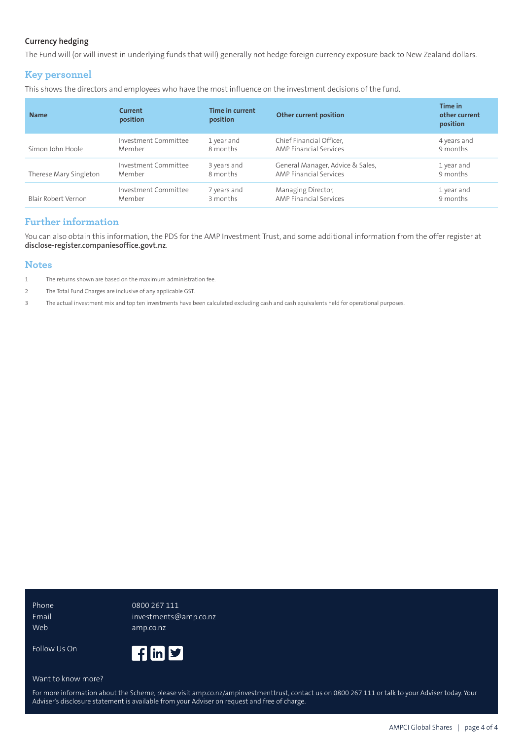### Currency hedging

The Fund will (or will invest in underlying funds that will) generally not hedge foreign currency exposure back to New Zealand dollars.

## Key personnel

This shows the directors and employees who have the most influence on the investment decisions of the fund.

| Name | Current position | Time in current position | Other current position | Time in other current position |
|---|---|---|---|---|
| Simon John Hoole | Investment Committee Member | 1 year and 8 months | Chief Financial Officer, AMP Financial Services | 4 years and 9 months |
| Therese Mary Singleton | Investment Committee Member | 3 years and 8 months | General Manager, Advice & Sales, AMP Financial Services | 1 year and 9 months |
| Blair Robert Vernon | Investment Committee Member | 7 years and 3 months | Managing Director, AMP Financial Services | 1 year and 9 months |

## Further information

You can also obtain this information, the PDS for the AMP Investment Trust, and some additional information from the offer register at **disclose-register.companiesoffice.govt.nz**.

## Notes

1. The returns shown are based on the maximum administration fee.
2. The Total Fund Charges are inclusive of any applicable GST.
3. The actual investment mix and top ten investments have been calculated excluding cash and cash equivalents held for operational purposes.

| | |
|---|---|
| Phone | 0800 267 111 |
| Email | investments@amp.co.nz |
| Web | amp.co.nz |

Follow Us On

Want to know more?

For more information about the Scheme, please visit amp.co.nz/ampinvestmenttrust, contact us on 0800 267 111 or talk to your Adviser today. Your Adviser's disclosure statement is available from your Adviser on request and free of charge.